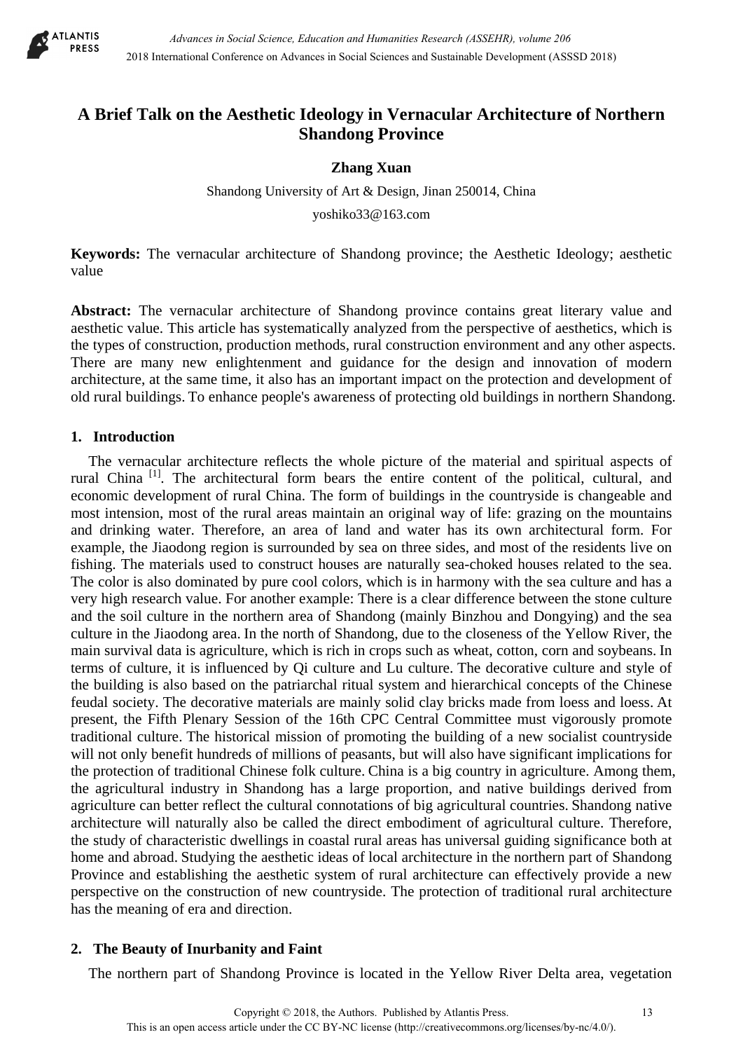# A Brief Talk on the Aesthetic Ideology in Vernacular Architecture of Northern Shandong Province

**Zhang Xuan**

Shandong University of Art & Design, Jinan 250014, China

yoshiko33@163.com

**Keywords:** The vernacular architecture of Shandong province; the Aesthetic Ideology; aesthetic value

**Abstract:** The vernacular architecture of Shandong province contains great literary value and aesthetic value. This article has systematically analyzed from the perspective of aesthetics, which is the types of construction, production methods, rural construction environment and any other aspects. There are many new enlightenment and guidance for the design and innovation of modern architecture, at the same time, it also has an important impact on the protection and development of old rural buildings. To enhance people's awareness of protecting old buildings in northern Shandong.

## 1. Introduction

The vernacular architecture reflects the whole picture of the material and spiritual aspects of rural China [1]. The architectural form bears the entire content of the political, cultural, and economic development of rural China. The form of buildings in the countryside is changeable and most intension, most of the rural areas maintain an original way of life: grazing on the mountains and drinking water. Therefore, an area of land and water has its own architectural form. For example, the Jiaodong region is surrounded by sea on three sides, and most of the residents live on fishing. The materials used to construct houses are naturally sea-choked houses related to the sea. The color is also dominated by pure cool colors, which is in harmony with the sea culture and has a very high research value. For another example: There is a clear difference between the stone culture and the soil culture in the northern area of Shandong (mainly Binzhou and Dongying) and the sea culture in the Jiaodong area. In the north of Shandong, due to the closeness of the Yellow River, the main survival data is agriculture, which is rich in crops such as wheat, cotton, corn and soybeans. In terms of culture, it is influenced by Qi culture and Lu culture. The decorative culture and style of the building is also based on the patriarchal ritual system and hierarchical concepts of the Chinese feudal society. The decorative materials are mainly solid clay bricks made from loess and loess. At present, the Fifth Plenary Session of the 16th CPC Central Committee must vigorously promote traditional culture. The historical mission of promoting the building of a new socialist countryside will not only benefit hundreds of millions of peasants, but will also have significant implications for the protection of traditional Chinese folk culture. China is a big country in agriculture. Among them, the agricultural industry in Shandong has a large proportion, and native buildings derived from agriculture can better reflect the cultural connotations of big agricultural countries. Shandong native architecture will naturally also be called the direct embodiment of agricultural culture. Therefore, the study of characteristic dwellings in coastal rural areas has universal guiding significance both at home and abroad. Studying the aesthetic ideas of local architecture in the northern part of Shandong Province and establishing the aesthetic system of rural architecture can effectively provide a new perspective on the construction of new countryside. The protection of traditional rural architecture has the meaning of era and direction.

## 2. The Beauty of Inurbanity and Faint

The northern part of Shandong Province is located in the Yellow River Delta area, vegetation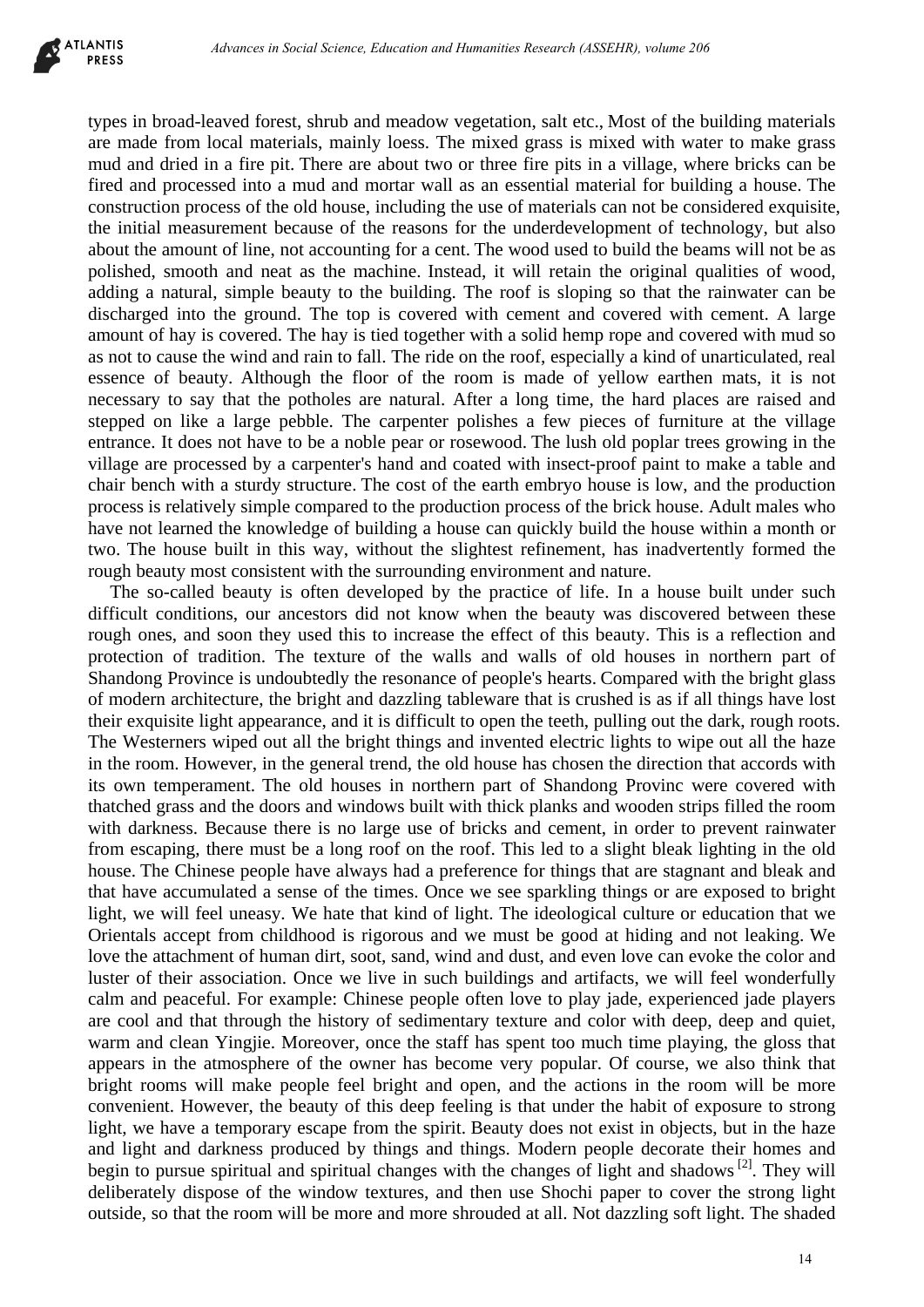types in broad-leaved forest, shrub and meadow vegetation, salt etc., Most of the building materials are made from local materials, mainly loess. The mixed grass is mixed with water to make grass mud and dried in a fire pit. There are about two or three fire pits in a village, where bricks can be fired and processed into a mud and mortar wall as an essential material for building a house. The construction process of the old house, including the use of materials can not be considered exquisite, the initial measurement because of the reasons for the underdevelopment of technology, but also about the amount of line, not accounting for a cent. The wood used to build the beams will not be as polished, smooth and neat as the machine. Instead, it will retain the original qualities of wood, adding a natural, simple beauty to the building. The roof is sloping so that the rainwater can be discharged into the ground. The top is covered with cement and covered with cement. A large amount of hay is covered. The hay is tied together with a solid hemp rope and covered with mud so as not to cause the wind and rain to fall. The ride on the roof, especially a kind of unarticulated, real essence of beauty. Although the floor of the room is made of yellow earthen mats, it is not necessary to say that the potholes are natural. After a long time, the hard places are raised and stepped on like a large pebble. The carpenter polishes a few pieces of furniture at the village entrance. It does not have to be a noble pear or rosewood. The lush old poplar trees growing in the village are processed by a carpenter's hand and coated with insect-proof paint to make a table and chair bench with a sturdy structure. The cost of the earth embryo house is low, and the production process is relatively simple compared to the production process of the brick house. Adult males who have not learned the knowledge of building a house can quickly build the house within a month or two. The house built in this way, without the slightest refinement, has inadvertently formed the rough beauty most consistent with the surrounding environment and nature.

The so-called beauty is often developed by the practice of life. In a house built under such difficult conditions, our ancestors did not know when the beauty was discovered between these rough ones, and soon they used this to increase the effect of this beauty. This is a reflection and protection of tradition. The texture of the walls and walls of old houses in northern part of Shandong Province is undoubtedly the resonance of people's hearts. Compared with the bright glass of modern architecture, the bright and dazzling tableware that is crushed is as if all things have lost their exquisite light appearance, and it is difficult to open the teeth, pulling out the dark, rough roots. The Westerners wiped out all the bright things and invented electric lights to wipe out all the haze in the room. However, in the general trend, the old house has chosen the direction that accords with its own temperament. The old houses in northern part of Shandong Provinc were covered with thatched grass and the doors and windows built with thick planks and wooden strips filled the room with darkness. Because there is no large use of bricks and cement, in order to prevent rainwater from escaping, there must be a long roof on the roof. This led to a slight bleak lighting in the old house. The Chinese people have always had a preference for things that are stagnant and bleak and that have accumulated a sense of the times. Once we see sparkling things or are exposed to bright light, we will feel uneasy. We hate that kind of light. The ideological culture or education that we Orientals accept from childhood is rigorous and we must be good at hiding and not leaking. We love the attachment of human dirt, soot, sand, wind and dust, and even love can evoke the color and luster of their association. Once we live in such buildings and artifacts, we will feel wonderfully calm and peaceful. For example: Chinese people often love to play jade, experienced jade players are cool and that through the history of sedimentary texture and color with deep, deep and quiet, warm and clean Yingjie. Moreover, once the staff has spent too much time playing, the gloss that appears in the atmosphere of the owner has become very popular. Of course, we also think that bright rooms will make people feel bright and open, and the actions in the room will be more convenient. However, the beauty of this deep feeling is that under the habit of exposure to strong light, we have a temporary escape from the spirit. Beauty does not exist in objects, but in the haze and light and darkness produced by things and things. Modern people decorate their homes and begin to pursue spiritual and spiritual changes with the changes of light and shadows [2]. They will deliberately dispose of the window textures, and then use Shochi paper to cover the strong light outside, so that the room will be more and more shrouded at all. Not dazzling soft light. The shaded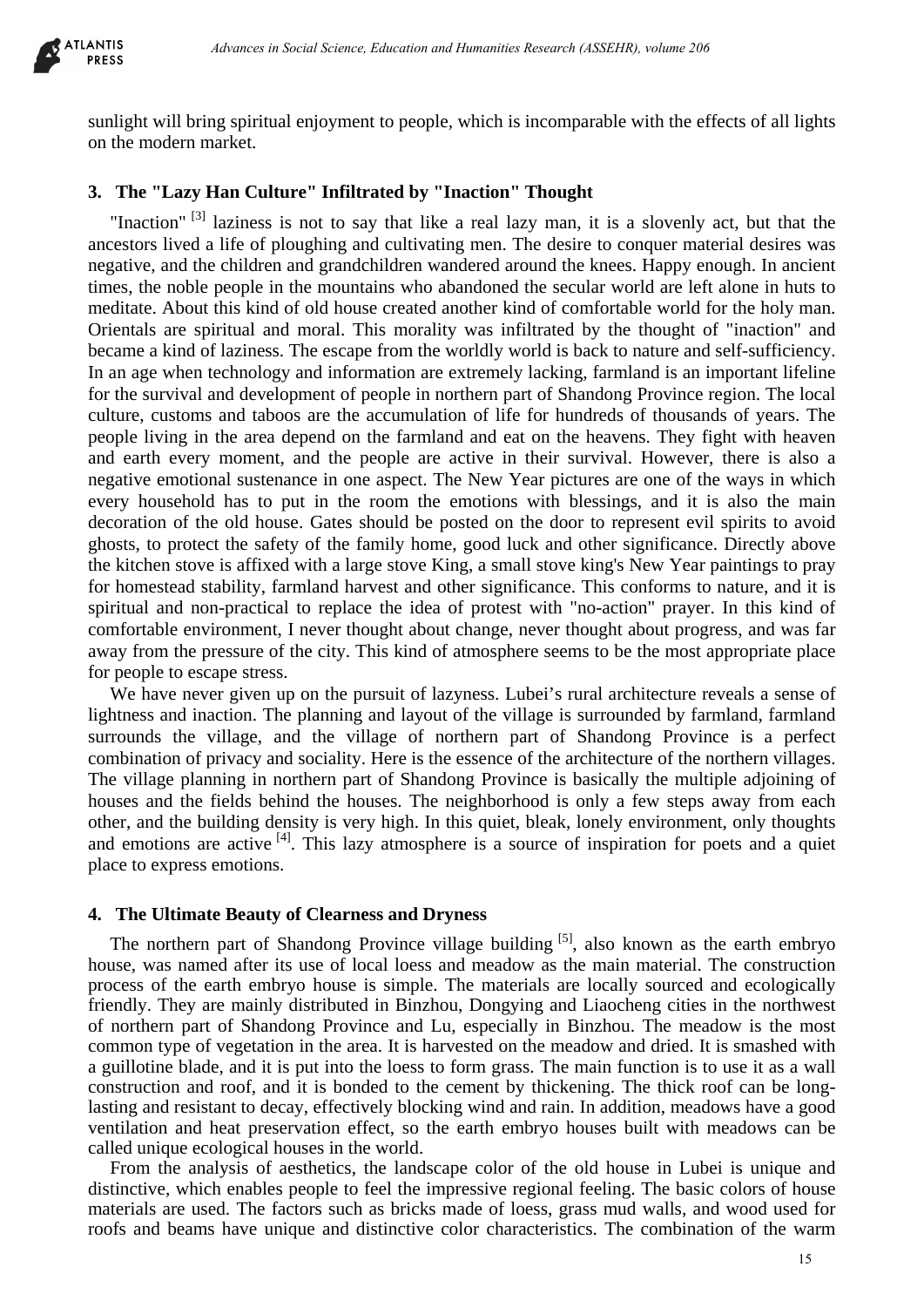sunlight will bring spiritual enjoyment to people, which is incomparable with the effects of all lights on the modern market.

## 3. The "Lazy Han Culture" Infiltrated by "Inaction" Thought

"Inaction" [3] laziness is not to say that like a real lazy man, it is a slovenly act, but that the ancestors lived a life of ploughing and cultivating men. The desire to conquer material desires was negative, and the children and grandchildren wandered around the knees. Happy enough. In ancient times, the noble people in the mountains who abandoned the secular world are left alone in huts to meditate. About this kind of old house created another kind of comfortable world for the holy man. Orientals are spiritual and moral. This morality was infiltrated by the thought of "inaction" and became a kind of laziness. The escape from the worldly world is back to nature and self-sufficiency. In an age when technology and information are extremely lacking, farmland is an important lifeline for the survival and development of people in northern part of Shandong Province region. The local culture, customs and taboos are the accumulation of life for hundreds of thousands of years. The people living in the area depend on the farmland and eat on the heavens. They fight with heaven and earth every moment, and the people are active in their survival. However, there is also a negative emotional sustenance in one aspect. The New Year pictures are one of the ways in which every household has to put in the room the emotions with blessings, and it is also the main decoration of the old house. Gates should be posted on the door to represent evil spirits to avoid ghosts, to protect the safety of the family home, good luck and other significance. Directly above the kitchen stove is affixed with a large stove King, a small stove king's New Year paintings to pray for homestead stability, farmland harvest and other significance. This conforms to nature, and it is spiritual and non-practical to replace the idea of protest with "no-action" prayer. In this kind of comfortable environment, I never thought about change, never thought about progress, and was far away from the pressure of the city. This kind of atmosphere seems to be the most appropriate place for people to escape stress.

We have never given up on the pursuit of lazyness. Lubei's rural architecture reveals a sense of lightness and inaction. The planning and layout of the village is surrounded by farmland, farmland surrounds the village, and the village of northern part of Shandong Province is a perfect combination of privacy and sociality. Here is the essence of the architecture of the northern villages. The village planning in northern part of Shandong Province is basically the multiple adjoining of houses and the fields behind the houses. The neighborhood is only a few steps away from each other, and the building density is very high. In this quiet, bleak, lonely environment, only thoughts and emotions are active [4]. This lazy atmosphere is a source of inspiration for poets and a quiet place to express emotions.

## 4. The Ultimate Beauty of Clearness and Dryness

The northern part of Shandong Province village building [5], also known as the earth embryo house, was named after its use of local loess and meadow as the main material. The construction process of the earth embryo house is simple. The materials are locally sourced and ecologically friendly. They are mainly distributed in Binzhou, Dongying and Liaocheng cities in the northwest of northern part of Shandong Province and Lu, especially in Binzhou. The meadow is the most common type of vegetation in the area. It is harvested on the meadow and dried. It is smashed with a guillotine blade, and it is put into the loess to form grass. The main function is to use it as a wall construction and roof, and it is bonded to the cement by thickening. The thick roof can be long-lasting and resistant to decay, effectively blocking wind and rain. In addition, meadows have a good ventilation and heat preservation effect, so the earth embryo houses built with meadows can be called unique ecological houses in the world.

From the analysis of aesthetics, the landscape color of the old house in Lubei is unique and distinctive, which enables people to feel the impressive regional feeling. The basic colors of house materials are used. The factors such as bricks made of loess, grass mud walls, and wood used for roofs and beams have unique and distinctive color characteristics. The combination of the warm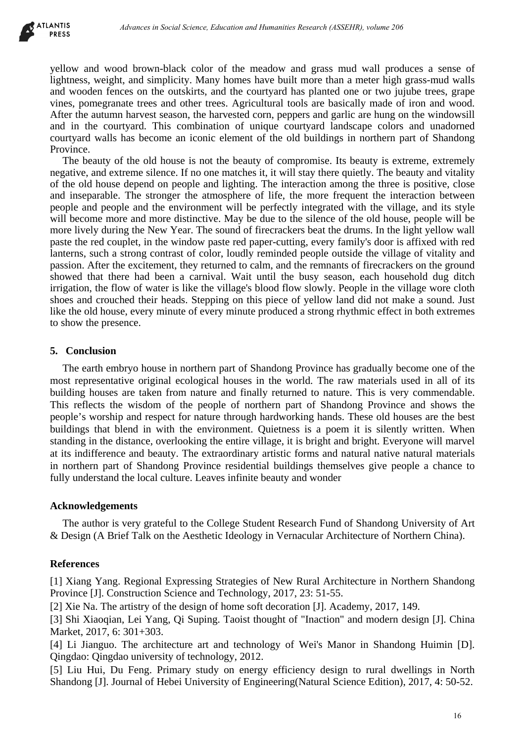yellow and wood brown-black color of the meadow and grass mud wall produces a sense of lightness, weight, and simplicity. Many homes have built more than a meter high grass-mud walls and wooden fences on the outskirts, and the courtyard has planted one or two jujube trees, grape vines, pomegranate trees and other trees. Agricultural tools are basically made of iron and wood. After the autumn harvest season, the harvested corn, peppers and garlic are hung on the windowsill and in the courtyard. This combination of unique courtyard landscape colors and unadorned courtyard walls has become an iconic element of the old buildings in northern part of Shandong Province.

The beauty of the old house is not the beauty of compromise. Its beauty is extreme, extremely negative, and extreme silence. If no one matches it, it will stay there quietly. The beauty and vitality of the old house depend on people and lighting. The interaction among the three is positive, close and inseparable. The stronger the atmosphere of life, the more frequent the interaction between people and people and the environment will be perfectly integrated with the village, and its style will become more and more distinctive. May be due to the silence of the old house, people will be more lively during the New Year. The sound of firecrackers beat the drums. In the light yellow wall paste the red couplet, in the window paste red paper-cutting, every family's door is affixed with red lanterns, such a strong contrast of color, loudly reminded people outside the village of vitality and passion. After the excitement, they returned to calm, and the remnants of firecrackers on the ground showed that there had been a carnival. Wait until the busy season, each household dug ditch irrigation, the flow of water is like the village's blood flow slowly. People in the village wore cloth shoes and crouched their heads. Stepping on this piece of yellow land did not make a sound. Just like the old house, every minute of every minute produced a strong rhythmic effect in both extremes to show the presence.

## 5. Conclusion

The earth embryo house in northern part of Shandong Province has gradually become one of the most representative original ecological houses in the world. The raw materials used in all of its building houses are taken from nature and finally returned to nature. This is very commendable. This reflects the wisdom of the people of northern part of Shandong Province and shows the people's worship and respect for nature through hardworking hands. These old houses are the best buildings that blend in with the environment. Quietness is a poem it is silently written. When standing in the distance, overlooking the entire village, it is bright and bright. Everyone will marvel at its indifference and beauty. The extraordinary artistic forms and natural native natural materials in northern part of Shandong Province residential buildings themselves give people a chance to fully understand the local culture. Leaves infinite beauty and wonder

## Acknowledgements

The author is very grateful to the College Student Research Fund of Shandong University of Art & Design (A Brief Talk on the Aesthetic Ideology in Vernacular Architecture of Northern China).

## References

[1] Xiang Yang. Regional Expressing Strategies of New Rural Architecture in Northern Shandong Province [J]. Construction Science and Technology, 2017, 23: 51-55.

[2] Xie Na. The artistry of the design of home soft decoration [J]. Academy, 2017, 149.

[3] Shi Xiaoqian, Lei Yang, Qi Suping. Taoist thought of "Inaction" and modern design [J]. China Market, 2017, 6: 301+303.

[4] Li Jianguo. The architecture art and technology of Wei's Manor in Shandong Huimin [D]. Qingdao: Qingdao university of technology, 2012.

[5] Liu Hui, Du Feng. Primary study on energy efficiency design to rural dwellings in North Shandong [J]. Journal of Hebei University of Engineering(Natural Science Edition), 2017, 4: 50-52.